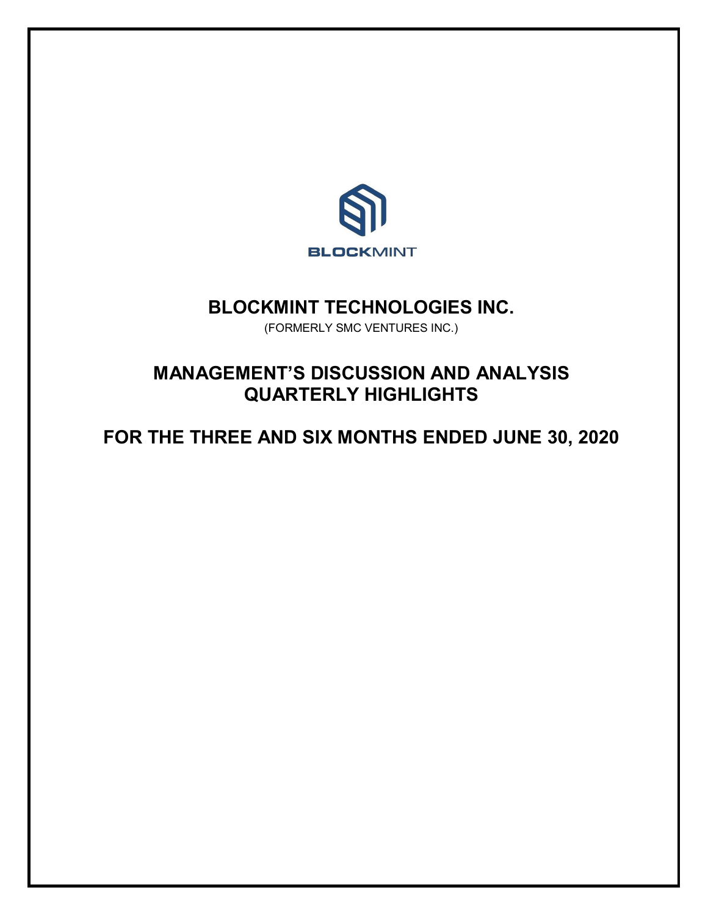BLOCKMINT

# BLOCKMINT TECHNOLOGIES INC.

(FORMERLY SMC VENTURES INC.)

## MANAGEMENT'S DISCUSSION AND ANALYSIS QUARTERLY HIGHLIGHTS

## FOR THE THREE AND SIX MONTHS ENDED JUNE 30, 2020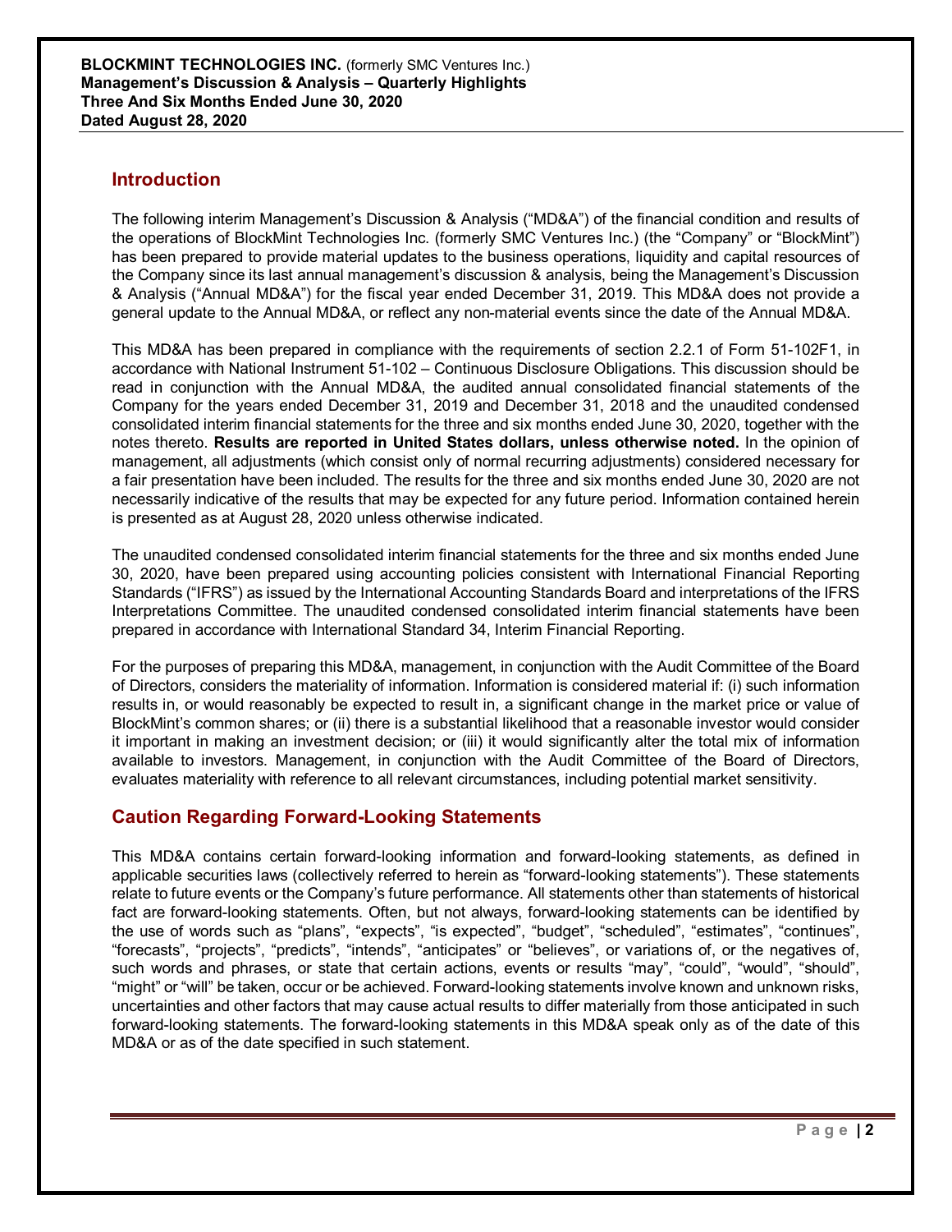## Introduction

The following interim Management's Discussion & Analysis ("MD&A") of the financial condition and results of the operations of BlockMint Technologies Inc. (formerly SMC Ventures Inc.) (the "Company" or "BlockMint") has been prepared to provide material updates to the business operations, liquidity and capital resources of the Company since its last annual management's discussion & analysis, being the Management's Discussion & Analysis ("Annual MD&A") for the fiscal year ended December 31, 2019. This MD&A does not provide a general update to the Annual MD&A, or reflect any non-material events since the date of the Annual MD&A.

This MD&A has been prepared in compliance with the requirements of section 2.2.1 of Form 51-102F1, in accordance with National Instrument 51-102 – Continuous Disclosure Obligations. This discussion should be read in conjunction with the Annual MD&A, the audited annual consolidated financial statements of the Company for the years ended December 31, 2019 and December 31, 2018 and the unaudited condensed consolidated interim financial statements for the three and six months ended June 30, 2020, together with the notes thereto. **Results are reported in United States dollars, unless otherwise noted.** In the opinion of management, all adjustments (which consist only of normal recurring adjustments) considered necessary for a fair presentation have been included. The results for the three and six months ended June 30, 2020 are not necessarily indicative of the results that may be expected for any future period. Information contained herein is presented as at August 28, 2020 unless otherwise indicated.

The unaudited condensed consolidated interim financial statements for the three and six months ended June 30, 2020, have been prepared using accounting policies consistent with International Financial Reporting Standards ("IFRS") as issued by the International Accounting Standards Board and interpretations of the IFRS Interpretations Committee. The unaudited condensed consolidated interim financial statements have been prepared in accordance with International Standard 34, Interim Financial Reporting.

For the purposes of preparing this MD&A, management, in conjunction with the Audit Committee of the Board of Directors, considers the materiality of information. Information is considered material if: (i) such information results in, or would reasonably be expected to result in, a significant change in the market price or value of BlockMint's common shares; or (ii) there is a substantial likelihood that a reasonable investor would consider it important in making an investment decision; or (iii) it would significantly alter the total mix of information available to investors. Management, in conjunction with the Audit Committee of the Board of Directors, evaluates materiality with reference to all relevant circumstances, including potential market sensitivity.

## Caution Regarding Forward-Looking Statements

This MD&A contains certain forward-looking information and forward-looking statements, as defined in applicable securities laws (collectively referred to herein as "forward-looking statements"). These statements relate to future events or the Company's future performance. All statements other than statements of historical fact are forward-looking statements. Often, but not always, forward-looking statements can be identified by the use of words such as "plans", "expects", "is expected", "budget", "scheduled", "estimates", "continues", "forecasts", "projects", "predicts", "intends", "anticipates" or "believes", or variations of, or the negatives of, such words and phrases, or state that certain actions, events or results "may", "could", "would", "should", "might" or "will" be taken, occur or be achieved. Forward-looking statements involve known and unknown risks, uncertainties and other factors that may cause actual results to differ materially from those anticipated in such forward-looking statements. The forward-looking statements in this MD&A speak only as of the date of this MD&A or as of the date specified in such statement.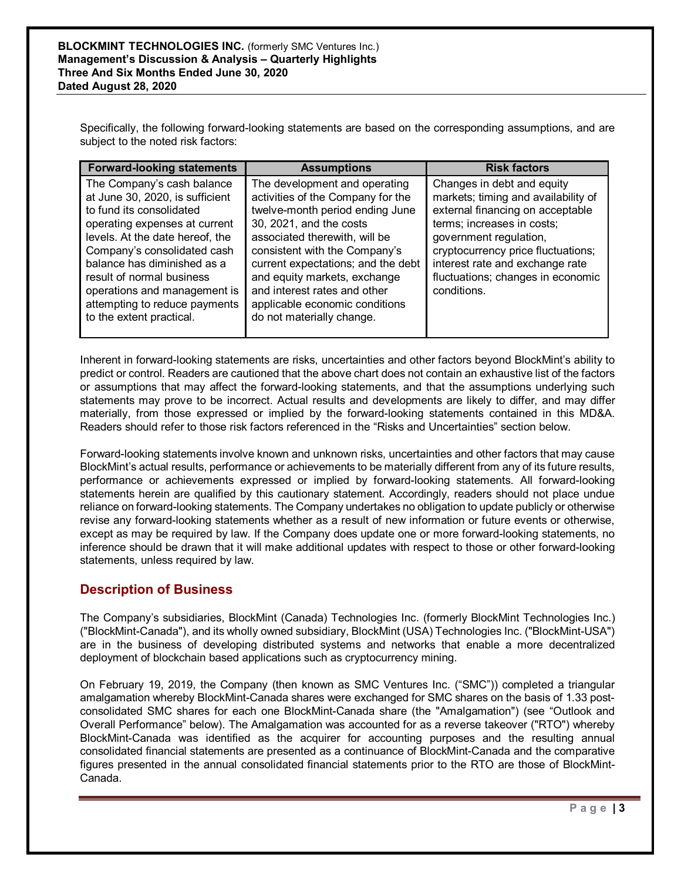Specifically, the following forward-looking statements are based on the corresponding assumptions, and are subject to the noted risk factors:

| Forward-looking statements | Assumptions | Risk factors |
| --- | --- | --- |
| The Company's cash balance at June 30, 2020, is sufficient to fund its consolidated operating expenses at current levels. At the date hereof, the Company's consolidated cash balance has diminished as a result of normal business operations and management is attempting to reduce payments to the extent practical. | The development and operating activities of the Company for the twelve-month period ending June 30, 2021, and the costs associated therewith, will be consistent with the Company's current expectations; and the debt and equity markets, exchange and interest rates and other applicable economic conditions do not materially change. | Changes in debt and equity markets; timing and availability of external financing on acceptable terms; increases in costs; government regulation, cryptocurrency price fluctuations; interest rate and exchange rate fluctuations; changes in economic conditions. |

Inherent in forward-looking statements are risks, uncertainties and other factors beyond BlockMint's ability to predict or control. Readers are cautioned that the above chart does not contain an exhaustive list of the factors or assumptions that may affect the forward-looking statements, and that the assumptions underlying such statements may prove to be incorrect. Actual results and developments are likely to differ, and may differ materially, from those expressed or implied by the forward-looking statements contained in this MD&A. Readers should refer to those risk factors referenced in the "Risks and Uncertainties" section below.

Forward-looking statements involve known and unknown risks, uncertainties and other factors that may cause BlockMint's actual results, performance or achievements to be materially different from any of its future results, performance or achievements expressed or implied by forward-looking statements. All forward-looking statements herein are qualified by this cautionary statement. Accordingly, readers should not place undue reliance on forward-looking statements. The Company undertakes no obligation to update publicly or otherwise revise any forward-looking statements whether as a result of new information or future events or otherwise, except as may be required by law. If the Company does update one or more forward-looking statements, no inference should be drawn that it will make additional updates with respect to those or other forward-looking statements, unless required by law.

## Description of Business

The Company's subsidiaries, BlockMint (Canada) Technologies Inc. (formerly BlockMint Technologies Inc.) ("BlockMint-Canada"), and its wholly owned subsidiary, BlockMint (USA) Technologies Inc. ("BlockMint-USA") are in the business of developing distributed systems and networks that enable a more decentralized deployment of blockchain based applications such as cryptocurrency mining.

On February 19, 2019, the Company (then known as SMC Ventures Inc. ("SMC")) completed a triangular amalgamation whereby BlockMint-Canada shares were exchanged for SMC shares on the basis of 1.33 post-consolidated SMC shares for each one BlockMint-Canada share (the "Amalgamation") (see "Outlook and Overall Performance" below). The Amalgamation was accounted for as a reverse takeover ("RTO") whereby BlockMint-Canada was identified as the acquirer for accounting purposes and the resulting annual consolidated financial statements are presented as a continuance of BlockMint-Canada and the comparative figures presented in the annual consolidated financial statements prior to the RTO are those of BlockMint-Canada.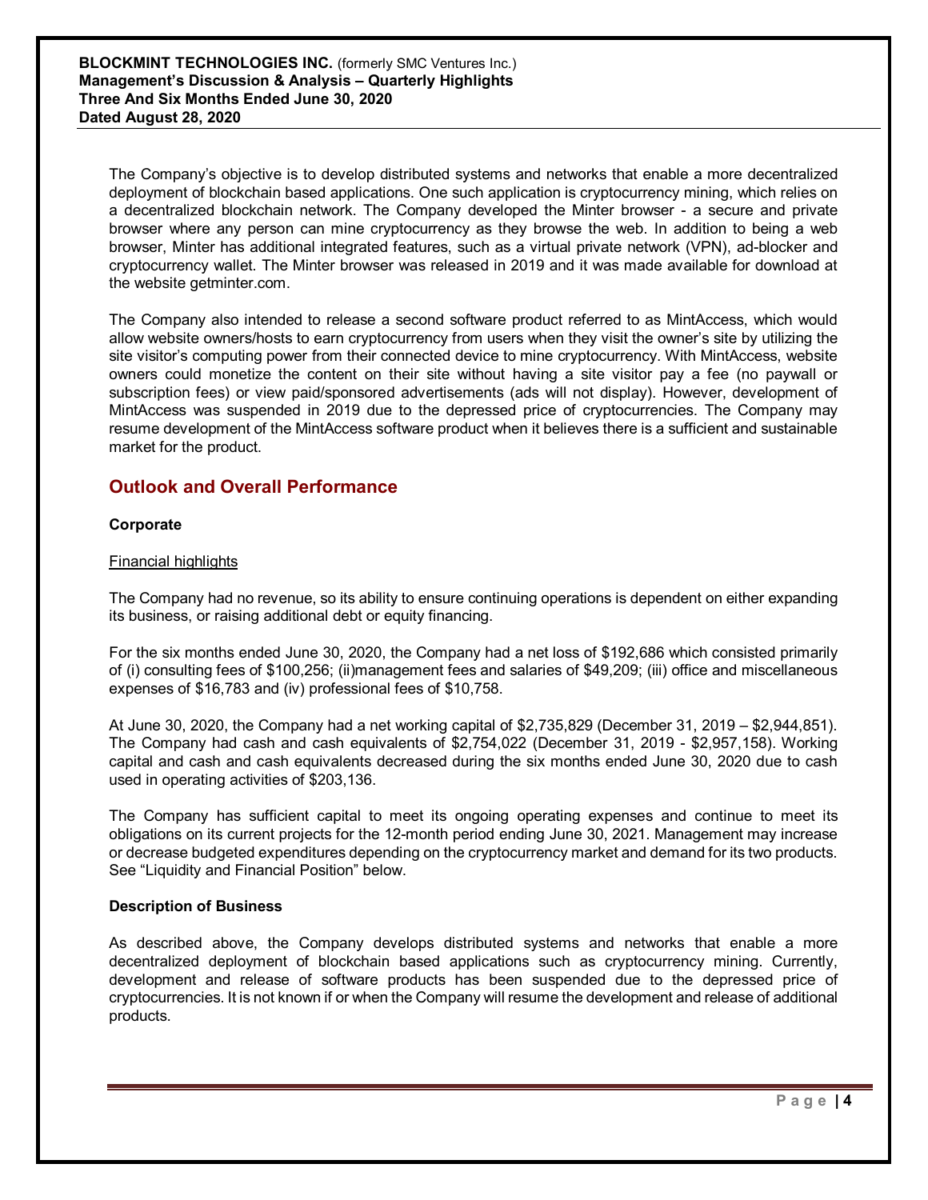The Company's objective is to develop distributed systems and networks that enable a more decentralized deployment of blockchain based applications. One such application is cryptocurrency mining, which relies on a decentralized blockchain network. The Company developed the Minter browser - a secure and private browser where any person can mine cryptocurrency as they browse the web. In addition to being a web browser, Minter has additional integrated features, such as a virtual private network (VPN), ad-blocker and cryptocurrency wallet. The Minter browser was released in 2019 and it was made available for download at the website getminter.com.

The Company also intended to release a second software product referred to as MintAccess, which would allow website owners/hosts to earn cryptocurrency from users when they visit the owner's site by utilizing the site visitor's computing power from their connected device to mine cryptocurrency. With MintAccess, website owners could monetize the content on their site without having a site visitor pay a fee (no paywall or subscription fees) or view paid/sponsored advertisements (ads will not display). However, development of MintAccess was suspended in 2019 due to the depressed price of cryptocurrencies. The Company may resume development of the MintAccess software product when it believes there is a sufficient and sustainable market for the product.

## Outlook and Overall Performance

### Corporate

Financial highlights

The Company had no revenue, so its ability to ensure continuing operations is dependent on either expanding its business, or raising additional debt or equity financing.

For the six months ended June 30, 2020, the Company had a net loss of $192,686 which consisted primarily of (i) consulting fees of $100,256; (ii)management fees and salaries of $49,209; (iii) office and miscellaneous expenses of $16,783 and (iv) professional fees of $10,758.

At June 30, 2020, the Company had a net working capital of $2,735,829 (December 31, 2019 – $2,944,851). The Company had cash and cash equivalents of $2,754,022 (December 31, 2019 - $2,957,158). Working capital and cash and cash equivalents decreased during the six months ended June 30, 2020 due to cash used in operating activities of $203,136.

The Company has sufficient capital to meet its ongoing operating expenses and continue to meet its obligations on its current projects for the 12-month period ending June 30, 2021. Management may increase or decrease budgeted expenditures depending on the cryptocurrency market and demand for its two products. See "Liquidity and Financial Position" below.

### Description of Business

As described above, the Company develops distributed systems and networks that enable a more decentralized deployment of blockchain based applications such as cryptocurrency mining. Currently, development and release of software products has been suspended due to the depressed price of cryptocurrencies. It is not known if or when the Company will resume the development and release of additional products.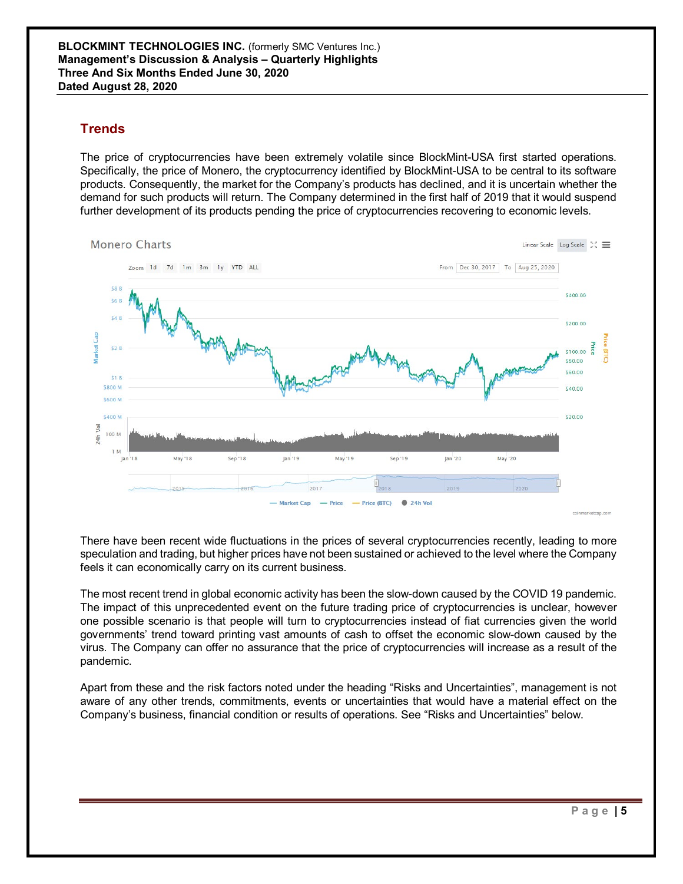## Trends

The price of cryptocurrencies have been extremely volatile since BlockMint-USA first started operations. Specifically, the price of Monero, the cryptocurrency identified by BlockMint-USA to be central to its software products. Consequently, the market for the Company's products has declined, and it is uncertain whether the demand for such products will return. The Company determined in the first half of 2019 that it would suspend further development of its products pending the price of cryptocurrencies recovering to economic levels.

There have been recent wide fluctuations in the prices of several cryptocurrencies recently, leading to more speculation and trading, but higher prices have not been sustained or achieved to the level where the Company feels it can economically carry on its current business.

The most recent trend in global economic activity has been the slow-down caused by the COVID 19 pandemic. The impact of this unprecedented event on the future trading price of cryptocurrencies is unclear, however one possible scenario is that people will turn to cryptocurrencies instead of fiat currencies given the world governments' trend toward printing vast amounts of cash to offset the economic slow-down caused by the virus. The Company can offer no assurance that the price of cryptocurrencies will increase as a result of the pandemic.

Apart from these and the risk factors noted under the heading "Risks and Uncertainties", management is not aware of any other trends, commitments, events or uncertainties that would have a material effect on the Company's business, financial condition or results of operations. See "Risks and Uncertainties" below.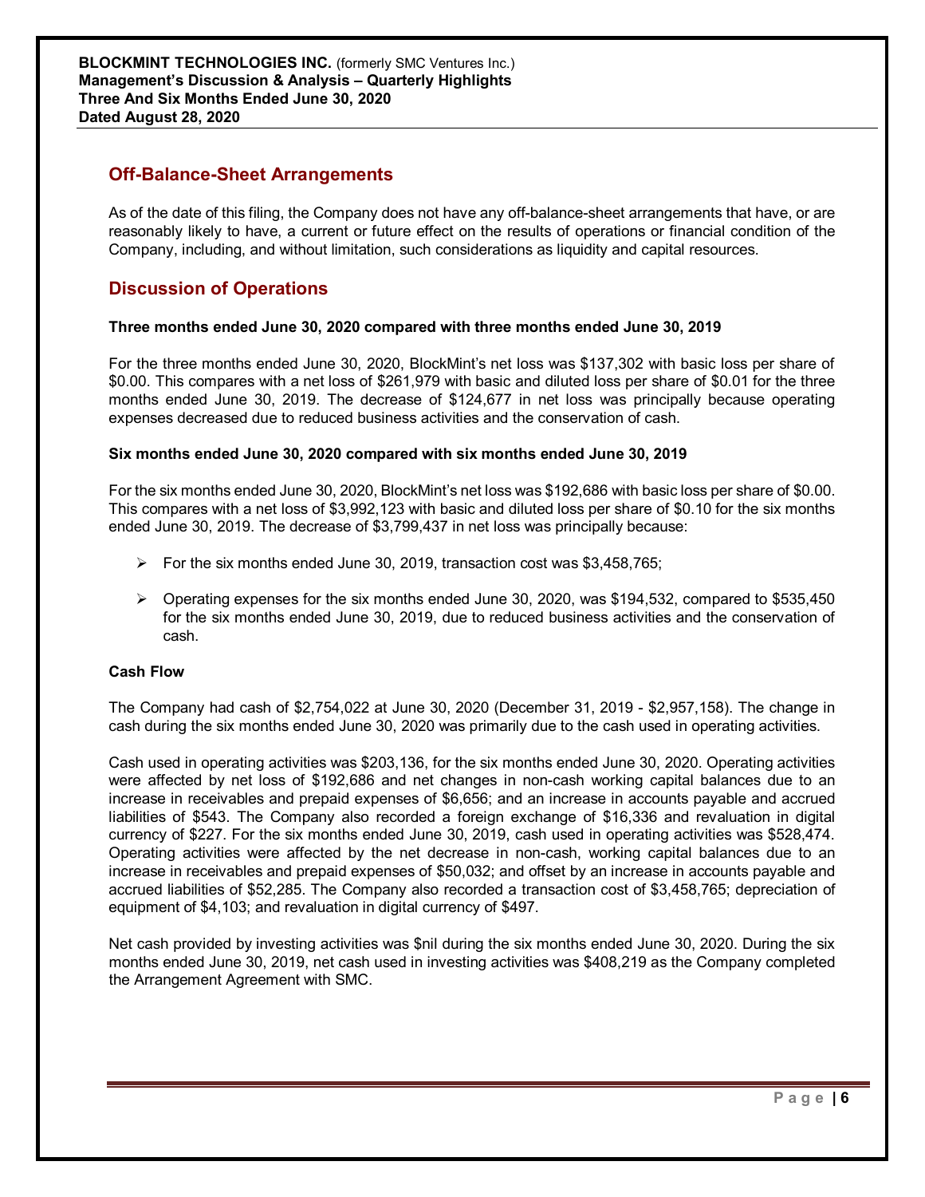## Off-Balance-Sheet Arrangements

As of the date of this filing, the Company does not have any off-balance-sheet arrangements that have, or are reasonably likely to have, a current or future effect on the results of operations or financial condition of the Company, including, and without limitation, such considerations as liquidity and capital resources.

## Discussion of Operations

**Three months ended June 30, 2020 compared with three months ended June 30, 2019**

For the three months ended June 30, 2020, BlockMint's net loss was $137,302 with basic loss per share of $0.00. This compares with a net loss of $261,979 with basic and diluted loss per share of $0.01 for the three months ended June 30, 2019. The decrease of $124,677 in net loss was principally because operating expenses decreased due to reduced business activities and the conservation of cash.

**Six months ended June 30, 2020 compared with six months ended June 30, 2019**

For the six months ended June 30, 2020, BlockMint's net loss was $192,686 with basic loss per share of $0.00. This compares with a net loss of $3,992,123 with basic and diluted loss per share of $0.10 for the six months ended June 30, 2019. The decrease of $3,799,437 in net loss was principally because:

- For the six months ended June 30, 2019, transaction cost was $3,458,765;
- Operating expenses for the six months ended June 30, 2020, was $194,532, compared to $535,450 for the six months ended June 30, 2019, due to reduced business activities and the conservation of cash.

**Cash Flow**

The Company had cash of $2,754,022 at June 30, 2020 (December 31, 2019 - $2,957,158). The change in cash during the six months ended June 30, 2020 was primarily due to the cash used in operating activities.

Cash used in operating activities was $203,136, for the six months ended June 30, 2020. Operating activities were affected by net loss of $192,686 and net changes in non-cash working capital balances due to an increase in receivables and prepaid expenses of $6,656; and an increase in accounts payable and accrued liabilities of $543. The Company also recorded a foreign exchange of $16,336 and revaluation in digital currency of $227. For the six months ended June 30, 2019, cash used in operating activities was $528,474. Operating activities were affected by the net decrease in non-cash, working capital balances due to an increase in receivables and prepaid expenses of $50,032; and offset by an increase in accounts payable and accrued liabilities of $52,285. The Company also recorded a transaction cost of $3,458,765; depreciation of equipment of $4,103; and revaluation in digital currency of $497.

Net cash provided by investing activities was $nil during the six months ended June 30, 2020. During the six months ended June 30, 2019, net cash used in investing activities was $408,219 as the Company completed the Arrangement Agreement with SMC.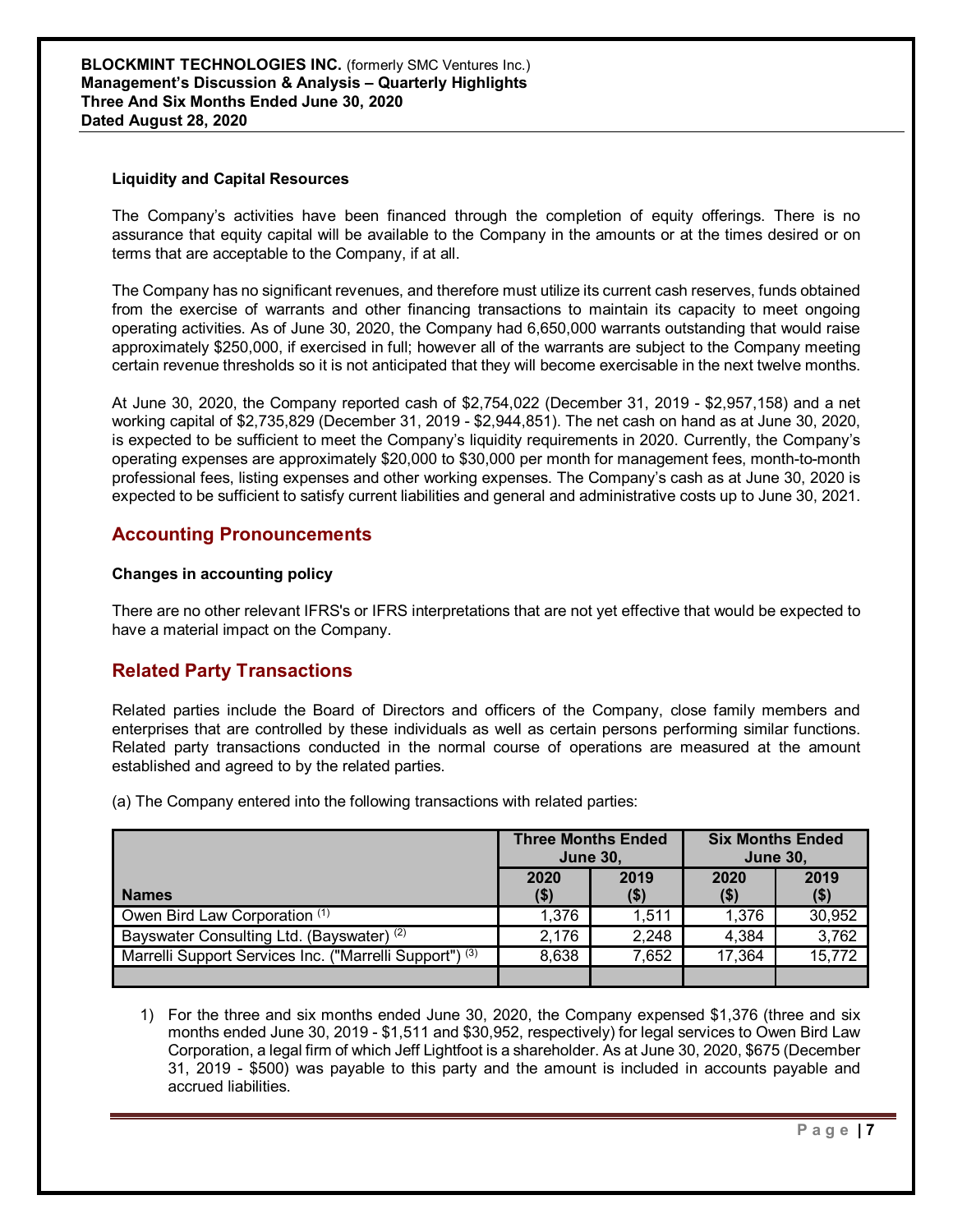**Liquidity and Capital Resources**

The Company's activities have been financed through the completion of equity offerings. There is no assurance that equity capital will be available to the Company in the amounts or at the times desired or on terms that are acceptable to the Company, if at all.

The Company has no significant revenues, and therefore must utilize its current cash reserves, funds obtained from the exercise of warrants and other financing transactions to maintain its capacity to meet ongoing operating activities. As of June 30, 2020, the Company had 6,650,000 warrants outstanding that would raise approximately $250,000, if exercised in full; however all of the warrants are subject to the Company meeting certain revenue thresholds so it is not anticipated that they will become exercisable in the next twelve months.

At June 30, 2020, the Company reported cash of $2,754,022 (December 31, 2019 - $2,957,158) and a net working capital of $2,735,829 (December 31, 2019 - $2,944,851). The net cash on hand as at June 30, 2020, is expected to be sufficient to meet the Company's liquidity requirements in 2020. Currently, the Company's operating expenses are approximately $20,000 to $30,000 per month for management fees, month-to-month professional fees, listing expenses and other working expenses. The Company's cash as at June 30, 2020 is expected to be sufficient to satisfy current liabilities and general and administrative costs up to June 30, 2021.

## Accounting Pronouncements

**Changes in accounting policy**

There are no other relevant IFRS's or IFRS interpretations that are not yet effective that would be expected to have a material impact on the Company.

## Related Party Transactions

Related parties include the Board of Directors and officers of the Company, close family members and enterprises that are controlled by these individuals as well as certain persons performing similar functions. Related party transactions conducted in the normal course of operations are measured at the amount established and agreed to by the related parties.

(a) The Company entered into the following transactions with related parties:

| | Three Months Ended June 30, | | Six Months Ended June 30, | |
|---|---|---|---|---|
| **Names** | **2020 ($)** | **2019 ($)** | **2020 ($)** | **2019 ($)** |
| Owen Bird Law Corporation (1) | 1,376 | 1,511 | 1,376 | 30,952 |
| Bayswater Consulting Ltd. (Bayswater) (2) | 2,176 | 2,248 | 4,384 | 3,762 |
| Marrelli Support Services Inc. ("Marrelli Support") (3) | 8,638 | 7,652 | 17,364 | 15,772 |
| | | | | |

1) For the three and six months ended June 30, 2020, the Company expensed $1,376 (three and six months ended June 30, 2019 - $1,511 and $30,952, respectively) for legal services to Owen Bird Law Corporation, a legal firm of which Jeff Lightfoot is a shareholder. As at June 30, 2020, $675 (December 31, 2019 - $500) was payable to this party and the amount is included in accounts payable and accrued liabilities.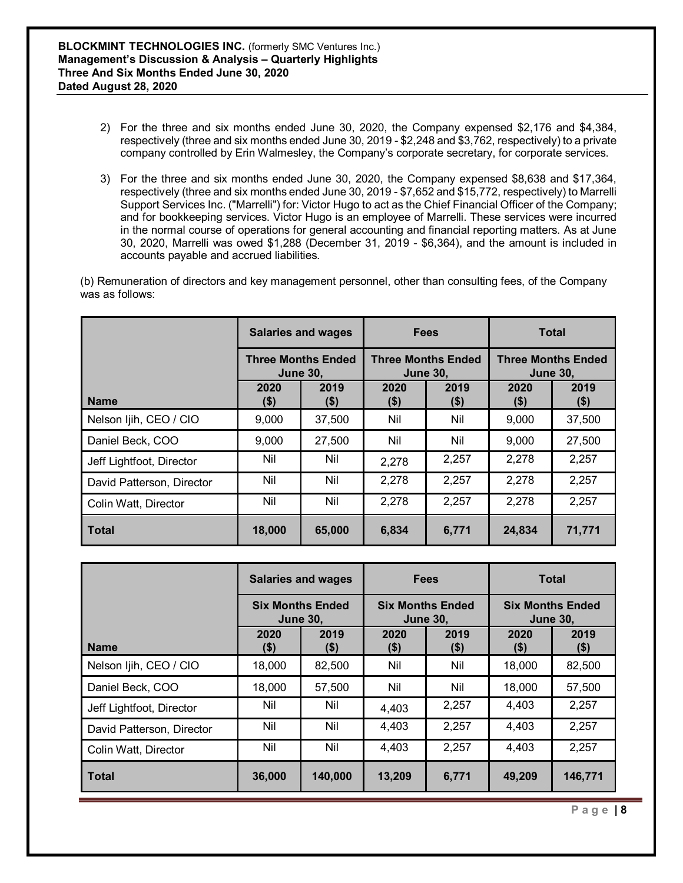2) For the three and six months ended June 30, 2020, the Company expensed $2,176 and $4,384, respectively (three and six months ended June 30, 2019 - $2,248 and $3,762, respectively) to a private company controlled by Erin Walmesley, the Company's corporate secretary, for corporate services.

3) For the three and six months ended June 30, 2020, the Company expensed $8,638 and $17,364, respectively (three and six months ended June 30, 2019 - $7,652 and $15,772, respectively) to Marrelli Support Services Inc. ("Marrelli") for: Victor Hugo to act as the Chief Financial Officer of the Company; and for bookkeeping services. Victor Hugo is an employee of Marrelli. These services were incurred in the normal course of operations for general accounting and financial reporting matters. As at June 30, 2020, Marrelli was owed $1,288 (December 31, 2019 - $6,364), and the amount is included in accounts payable and accrued liabilities.

(b) Remuneration of directors and key management personnel, other than consulting fees, of the Company was as follows:

| | Salaries and wages | | Fees | | Total | |
|---|---|---|---|---|---|---|
| | Three Months Ended June 30, | | Three Months Ended June 30, | | Three Months Ended June 30, | |
| Name | 2020 ($) | 2019 ($) | 2020 ($) | 2019 ($) | 2020 ($) | 2019 ($) |
| Nelson Ijih, CEO / CIO | 9,000 | 37,500 | Nil | Nil | 9,000 | 37,500 |
| Daniel Beck, COO | 9,000 | 27,500 | Nil | Nil | 9,000 | 27,500 |
| Jeff Lightfoot, Director | Nil | Nil | 2,278 | 2,257 | 2,278 | 2,257 |
| David Patterson, Director | Nil | Nil | 2,278 | 2,257 | 2,278 | 2,257 |
| Colin Watt, Director | Nil | Nil | 2,278 | 2,257 | 2,278 | 2,257 |
| **Total** | **18,000** | **65,000** | **6,834** | **6,771** | **24,834** | **71,771** |

| | Salaries and wages | | Fees | | Total | |
|---|---|---|---|---|---|---|
| | Six Months Ended June 30, | | Six Months Ended June 30, | | Six Months Ended June 30, | |
| Name | 2020 ($) | 2019 ($) | 2020 ($) | 2019 ($) | 2020 ($) | 2019 ($) |
| Nelson Ijih, CEO / CIO | 18,000 | 82,500 | Nil | Nil | 18,000 | 82,500 |
| Daniel Beck, COO | 18,000 | 57,500 | Nil | Nil | 18,000 | 57,500 |
| Jeff Lightfoot, Director | Nil | Nil | 4,403 | 2,257 | 4,403 | 2,257 |
| David Patterson, Director | Nil | Nil | 4,403 | 2,257 | 4,403 | 2,257 |
| Colin Watt, Director | Nil | Nil | 4,403 | 2,257 | 4,403 | 2,257 |
| **Total** | **36,000** | **140,000** | **13,209** | **6,771** | **49,209** | **146,771** |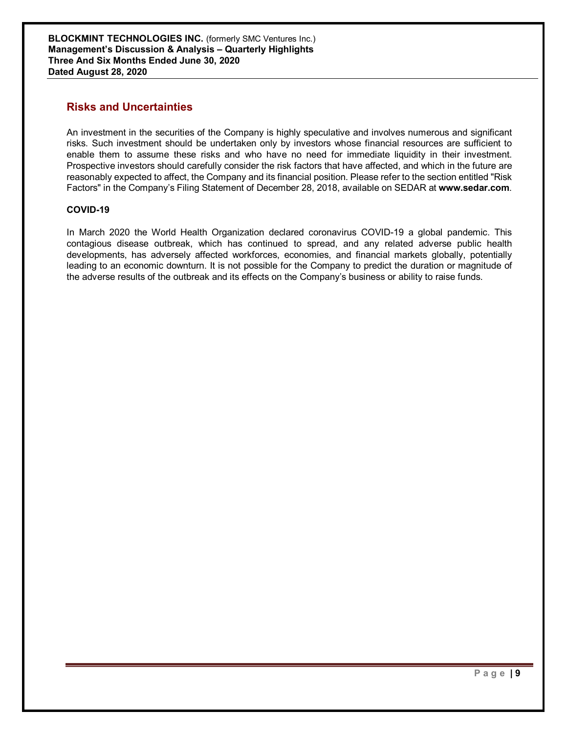## Risks and Uncertainties

An investment in the securities of the Company is highly speculative and involves numerous and significant risks. Such investment should be undertaken only by investors whose financial resources are sufficient to enable them to assume these risks and who have no need for immediate liquidity in their investment. Prospective investors should carefully consider the risk factors that have affected, and which in the future are reasonably expected to affect, the Company and its financial position. Please refer to the section entitled "Risk Factors" in the Company's Filing Statement of December 28, 2018, available on SEDAR at **www.sedar.com**.

### COVID-19

In March 2020 the World Health Organization declared coronavirus COVID-19 a global pandemic. This contagious disease outbreak, which has continued to spread, and any related adverse public health developments, has adversely affected workforces, economies, and financial markets globally, potentially leading to an economic downturn. It is not possible for the Company to predict the duration or magnitude of the adverse results of the outbreak and its effects on the Company's business or ability to raise funds.